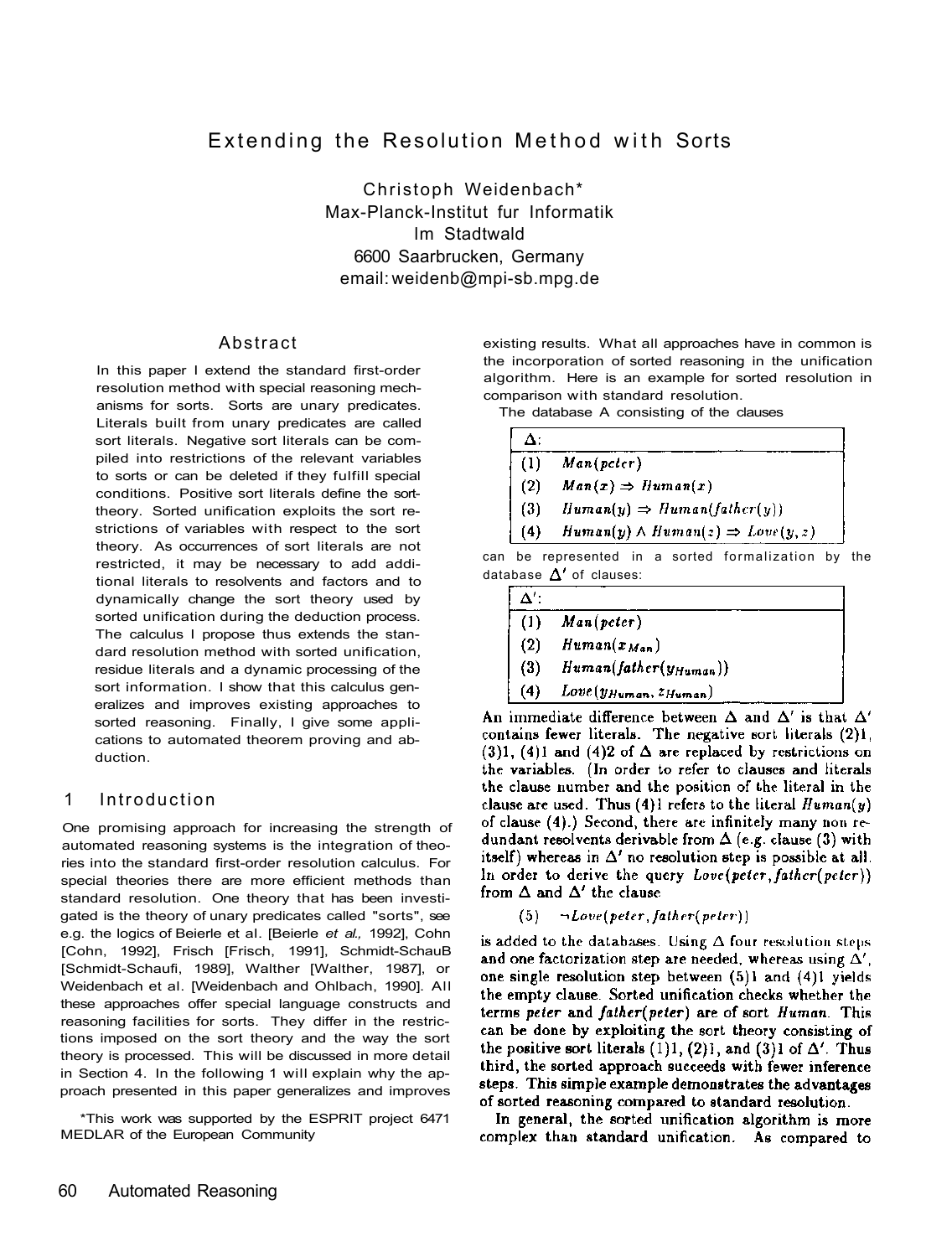# Extending the Resolution Method with Sorts

Christoph Weidenbach*
Max-Planck-Institut fur Informatik
Im Stadtwald
6600 Saarbrucken, Germany
email: weidenb@mpi-sb.mpg.de

## Abstract

In this paper I extend the standard first-order resolution method with special reasoning mechanisms for sorts. Sorts are unary predicates. Literals built from unary predicates are called sort literals. Negative sort literals can be compiled into restrictions of the relevant variables to sorts or can be deleted if they fulfill special conditions. Positive sort literals define the sort-theory. Sorted unification exploits the sort restrictions of variables with respect to the sort theory. As occurrences of sort literals are not restricted, it may be necessary to add additional literals to resolvents and factors and to dynamically change the sort theory used by sorted unification during the deduction process. The calculus I propose thus extends the standard resolution method with sorted unification, residue literals and a dynamic processing of the sort information. I show that this calculus generalizes and improves existing approaches to sorted reasoning. Finally, I give some applications to automated theorem proving and abduction.

## 1 Introduction

One promising approach for increasing the strength of automated reasoning systems is the integration of theories into the standard first-order resolution calculus. For special theories there are more efficient methods than standard resolution. One theory that has been investigated is the theory of unary predicates called "sorts", see e.g. the logics of Beierle et al. [Beierle *et al.,* 1992], Cohn [Cohn, 1992], Frisch [Frisch, 1991], Schmidt-SchauB [Schmidt-Schaufi, 1989], Walther [Walther, 1987], or Weidenbach et al. [Weidenbach and Ohlbach, 1990]. All these approaches offer special language constructs and reasoning facilities for sorts. They differ in the restrictions imposed on the sort theory and the way the sort theory is processed. This will be discussed in more detail in Section 4. In the following 1 will explain why the approach presented in this paper generalizes and improves existing results. What all approaches have in common is the incorporation of sorted reasoning in the unification algorithm. Here is an example for sorted resolution in comparison with standard resolution.

*This work was supported by the ESPRIT project 6471 MEDLAR of the European Community

The database A consisting of the clauses

| $\Delta$: | |
|---|---|
| (1) | $Man(peter)$ |
| (2) | $Man(x) \Rightarrow Human(x)$ |
| (3) | $Human(y) \Rightarrow Human(father(y))$ |
| (4) | $Human(y) \wedge Human(z) \Rightarrow Love(y,z)$ |

can be represented in a sorted formalization by the database $\Delta'$ of clauses:

| $\Delta'$: | |
|---|---|
| (1) | $Man(peter)$ |
| (2) | $Human(x_{Man})$ |
| (3) | $Human(father(y_{Human}))$ |
| (4) | $Love(y_{Human}, z_{Human})$ |

An immediate difference between $\Delta$ and $\Delta'$ is that $\Delta'$ contains fewer literals. The negative sort literals (2)1, (3)1, (4)1 and (4)2 of $\Delta$ are replaced by restrictions on the variables. (In order to refer to clauses and literals the clause number and the position of the literal in the clause are used. Thus (4)1 refers to the literal $Human(y)$ of clause (4).) Second, there are infinitely many non redundant resolvents derivable from $\Delta$ (e.g. clause (3) with itself) whereas in $\Delta'$ no resolution step is possible at all. In order to derive the query $Love(peter, father(peter))$ from $\Delta$ and $\Delta'$ the clause

$$(5) \quad \neg Love(peter, father(peter))$$

is added to the databases. Using $\Delta$ four resolution steps and one factorization step are needed, whereas using $\Delta'$, one single resolution step between (5)1 and (4)1 yields the empty clause. Sorted unification checks whether the terms $peter$ and $father(peter)$ are of sort $Human$. This can be done by exploiting the sort theory consisting of the positive sort literals (1)1, (2)1, and (3)1 of $\Delta'$. Thus third, the sorted approach succeeds with fewer inference steps. This simple example demonstrates the advantages of sorted reasoning compared to standard resolution.

In general, the sorted unification algorithm is more complex than standard unification. As compared to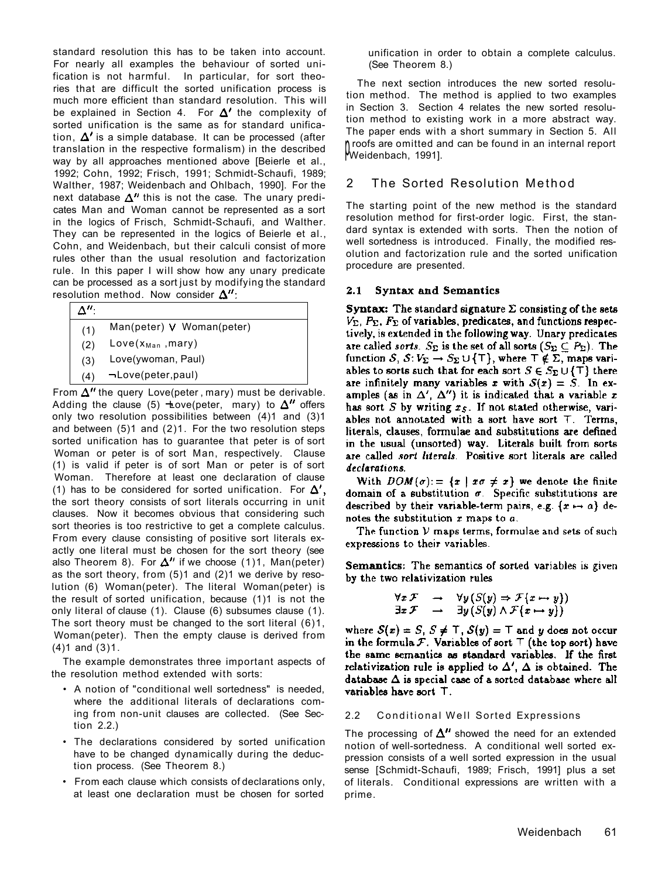standard resolution this has to be taken into account. For nearly all examples the behaviour of sorted unification is not harmful. In particular, for sort theories that are difficult the sorted unification process is much more efficient than standard resolution. This will be explained in Section 4. For $\Delta'$ the complexity of sorted unification is the same as for standard unification, $\Delta'$ is a simple database. It can be processed (after translation in the respective formalism) in the described way by all approaches mentioned above [Beierle et al., 1992; Cohn, 1992; Frisch, 1991; Schmidt-Schaufi, 1989; Walther, 1987; Weidenbach and Ohlbach, 1990]. For the next database $\Delta''$ this is not the case. The unary predicates Man and Woman cannot be represented as a sort in the logics of Frisch, Schmidt-Schaufi, and Walther. They can be represented in the logics of Beierle et al., Cohn, and Weidenbach, but their calculi consist of more rules other than the usual resolution and factorization rule. In this paper I will show how any unary predicate can be processed as a sort just by modifying the standard resolution method. Now consider $\Delta''$:

| $\Delta''$: | |
|---|---|
| (1) | Man(peter) $\vee$ Woman(peter) |
| (2) | Love($x_{Man}$,mary) |
| (3) | Love(ywoman, Paul) |
| (4) | $\neg$Love(peter,paul) |

From $\Delta''$ the query Love(peter , mary) must be derivable. Adding the clause (5) $\neg$Love(peter, mary) to $\Delta''$ offers only two resolution possibilities between (4)1 and (3)1 and between (5)1 and (2)1. For the two resolution steps sorted unification has to guarantee that peter is of sort Woman or peter is of sort Man, respectively. Clause (1) is valid if peter is of sort Man or peter is of sort Woman. Therefore at least one declaration of clause (1) has to be considered for sorted unification. For $\Delta'$, the sort theory consists of sort literals occurring in unit clauses. Now it becomes obvious that considering such sort theories is too restrictive to get a complete calculus. From every clause consisting of positive sort literals exactly one literal must be chosen for the sort theory (see also Theorem 8). For $\Delta''$ if we choose (1)1, Man(peter) as the sort theory, from (5)1 and (2)1 we derive by resolution (6) Woman(peter). The literal Woman(peter) is the result of sorted unification, because (1)1 is not the only literal of clause (1). Clause (6) subsumes clause (1). The sort theory must be changed to the sort literal (6)1, Woman(peter). Then the empty clause is derived from (4)1 and (3)1.

The example demonstrates three important aspects of the resolution method extended with sorts:

- A notion of "conditional well sortedness" is needed, where the additional literals of declarations coming from non-unit clauses are collected. (See Section 2.2.)
- The declarations considered by sorted unification have to be changed dynamically during the deduction process. (See Theorem 8.)
- From each clause which consists of declarations only, at least one declaration must be chosen for sorted unification in order to obtain a complete calculus. (See Theorem 8.)

The next section introduces the new sorted resolution method. The method is applied to two examples in Section 3. Section 4 relates the new sorted resolution method to existing work in a more abstract way. The paper ends with a short summary in Section 5. All proofs are omitted and can be found in an internal report [Weidenbach, 1991].

## 2 The Sorted Resolution Method

The starting point of the new method is the standard resolution method for first-order logic. First, the standard syntax is extended with sorts. Then the notion of well sortedness is introduced. Finally, the modified resolution and factorization rule and the sorted unification procedure are presented.

### 2.1 Syntax and Semantics

**Syntax:** The standard signature $\Sigma$ consisting of the sets $V_\Sigma$, $P_\Sigma$, $F_\Sigma$ of variables, predicates, and functions respectively, is extended in the following way. Unary predicates are called *sorts*. $S_\Sigma$ is the set of all sorts ($S_\Sigma \subseteq P_\Sigma$). The function $\mathcal{S}$, $\mathcal{S}\colon V_\Sigma \to S_\Sigma \cup \{\top\}$, where $\top \notin \Sigma$, maps variables to sorts such that for each sort $S \in S_\Sigma \cup \{\top\}$ there are infinitely many variables $x$ with $\mathcal{S}(x) = S$. In examples (as in $\Delta'$, $\Delta''$) it is indicated that a variable $x$ has sort $S$ by writing $x_S$. If not stated otherwise, variables not annotated with a sort have sort $\top$. Terms, literals, clauses, formulae and substitutions are defined in the usual (unsorted) way. Literals built from sorts are called *sort literals*. Positive sort literals are called *declarations.*

With $DOM(\sigma) := \{x \mid x\sigma \neq x\}$ we denote the finite domain of a substitution $\sigma$. Specific substitutions are described by their variable-term pairs, e.g. $\{x \mapsto a\}$ denotes the substitution $x$ maps to $a$.

The function $\mathcal{V}$ maps terms, formulae and sets of such expressions to their variables.

**Semantics:** The semantics of sorted variables is given by the two relativization rules

$$\forall x\, \mathcal{F} \quad \to \quad \forall y\, (S(y) \Rightarrow \mathcal{F}\{x \mapsto y\})$$
$$\exists x\, \mathcal{F} \quad \to \quad \exists y\, (S(y) \wedge \mathcal{F}\{x \mapsto y\})$$

where $\mathcal{S}(x) = S$, $S \neq \top$, $\mathcal{S}(y) = \top$ and $y$ does not occur in the formula $\mathcal{F}$. Variables of sort $\top$ (the top sort) have the same semantics as standard variables. If the first relativization rule is applied to $\Delta'$, $\Delta$ is obtained. The database $\Delta$ is special case of a sorted database where all variables have sort $\top$.

### 2.2 Conditional Well Sorted Expressions

The processing of $\Delta''$ showed the need for an extended notion of well-sortedness. A conditional well sorted expression consists of a well sorted expression in the usual sense [Schmidt-Schaufi, 1989; Frisch, 1991] plus a set of literals. Conditional expressions are written with a prime.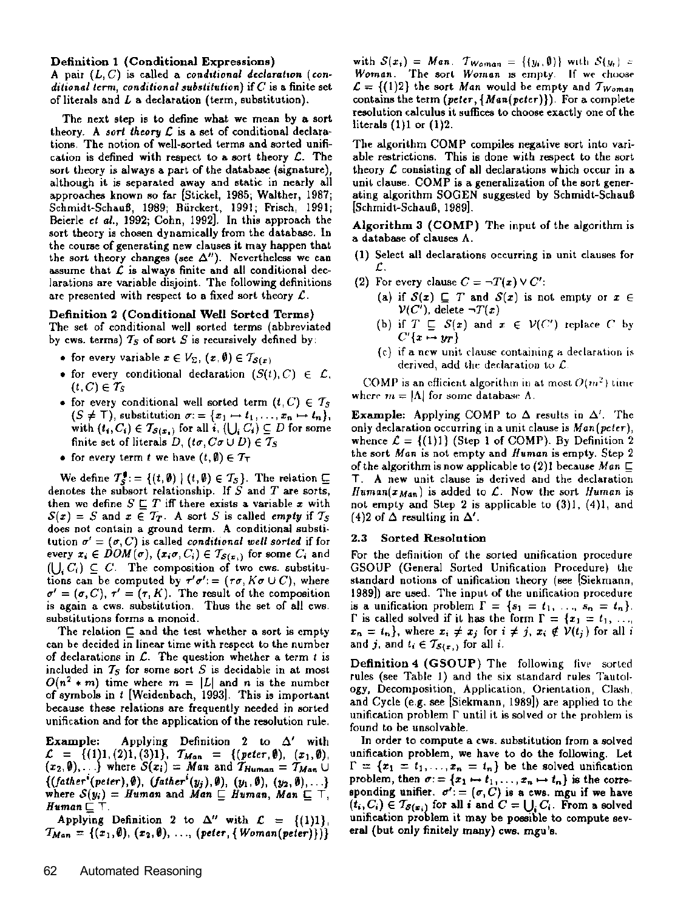**Definition 1 (Conditional Expressions)**
A pair $(L, C)$ is called a *conditional declaration* (*conditional term*, *conditional substitution*) if $C$ is a finite set of literals and $L$ a declaration (term, substitution).

The next step is to define what we mean by a sort theory. A *sort theory* $\mathcal{L}$ is a set of conditional declarations. The notion of well-sorted terms and sorted unification is defined with respect to a sort theory $\mathcal{L}$. The sort theory is always a part of the database (signature), although it is separated away and static in nearly all approaches known so far [Stickel, 1985; Walther, 1987; Schmidt-Schauß, 1989; Bürckert, 1991; Frisch, 1991; Beierle *et al.*, 1992; Cohn, 1992]. In this approach the sort theory is chosen dynamically from the database. In the course of generating new clauses it may happen that the sort theory changes (see $\Delta''$). Nevertheless we can assume that $\mathcal{L}$ is always finite and all conditional declarations are variable disjoint. The following definitions are presented with respect to a fixed sort theory $\mathcal{L}$.

**Definition 2 (Conditional Well Sorted Terms)**
The set of conditional well sorted terms (abbreviated by cws. terms) $\mathcal{T}_S$ of sort $S$ is recursively defined by:

- for every variable $x \in V_\Sigma$, $(x, \emptyset) \in \mathcal{T}_{S(x)}$
- for every conditional declaration $(S(t), C) \in \mathcal{L}$, $(t, C) \in \mathcal{T}_S$
- for every conditional well sorted term $(t, C) \in \mathcal{T}_S$ $(S \neq \top)$, substitution $\sigma := \{x_1 \mapsto t_1, \ldots, x_n \mapsto t_n\}$, with $(t_i, C_i) \in \mathcal{T}_{S(x_i)}$ for all $i$, $(\bigcup_i C_i) \subseteq D$ for some finite set of literals $D$, $(t\sigma, C\sigma \cup D) \in \mathcal{T}_S$
- for every term $t$ we have $(t, \emptyset) \in \mathcal{T}_\top$

We define $\mathcal{T}_S^\emptyset := \{(t, \emptyset) \mid (t, \emptyset) \in \mathcal{T}_S\}$. The relation $\sqsubseteq$ denotes the subsort relationship. If $S$ and $T$ are sorts, then we define $S \sqsubseteq T$ iff there exists a variable $x$ with $S(x) = S$ and $x \in \mathcal{T}_T$. A sort $S$ is called *empty* if $\mathcal{T}_S$ does not contain a ground term. A conditional substitution $\sigma' = (\sigma, C)$ is called *conditional well sorted* if for every $x_i \in DOM(\sigma)$, $(x_i\sigma, C_i) \in \mathcal{T}_{S(x_i)}$ for some $C_i$ and $(\bigcup_i C_i) \subseteq C$. The composition of two cws. substitutions can be computed by $\tau'\sigma' := (\tau\sigma, K\sigma \cup C)$, where $\sigma' = (\sigma, C)$, $\tau' = (\tau, K)$. The result of the composition is again a cws. substitution. Thus the set of all cws. substitutions forms a monoid.

The relation $\sqsubseteq$ and the test whether a sort is empty can be decided in linear time with respect to the number of declarations in $\mathcal{L}$. The question whether a term $t$ is included in $\mathcal{T}_S$ for some sort $S$ is decidable in at most $O(n^2 * m)$ time where $m = |L|$ and $n$ is the number of symbols in $t$ [Weidenbach, 1993]. This is important because these relations are frequently needed in sorted unification and for the application of the resolution rule.

**Example:** Applying Definition 2 to $\Delta'$ with $\mathcal{L} = \{(1)1, (2)1, (3)1\}$, $\mathcal{T}_{Man} = \{(peter, \emptyset), (x_1, \emptyset), (x_2, \emptyset), \ldots\}$ where $S(x_i) = Man$ and $\mathcal{T}_{Human} = \mathcal{T}_{Man} \cup \{(father^i(peter), \emptyset), (father^i(y_j), \emptyset), (y_1, \emptyset), (y_2, \emptyset), \ldots\}$ where $S(y_i) = Human$ and $Man \sqsubseteq Human$, $Man \sqsubseteq \top$, $Human \sqsubseteq \top$.

Applying Definition 2 to $\Delta''$ with $\mathcal{L} = \{(1)1\}$, $\mathcal{T}_{Man} = \{(x_1, \emptyset), (x_2, \emptyset), \ldots, (peter, \{Woman(peter)\})\}$ with $S(x_i) = Man$. $\mathcal{T}_{Woman} = \{(y_i, \emptyset)\}$ with $S(y_i) = Woman$. The sort $Woman$ is empty. If we choose $\mathcal{L} = \{(1)2\}$ the sort $Man$ would be empty and $\mathcal{T}_{Woman}$ contains the term $(peter, \{Man(peter)\})$. For a complete resolution calculus it suffices to choose exactly one of the literals (1)1 or (1)2.

The algorithm COMP compiles negative sort into variable restrictions. This is done with respect to the sort theory $\mathcal{L}$ consisting of all declarations which occur in a unit clause. COMP is a generalization of the sort generating algorithm SOGEN suggested by Schmidt-Schauß [Schmidt-Schauß, 1989].

**Algorithm 3 (COMP)** The input of the algorithm is a database of clauses $\Lambda$.

(1) Select all declarations occurring in unit clauses for $\mathcal{L}$.

(2) For every clause $C = \neg T(x) \vee C'$:

   (a) if $S(x) \sqsubseteq T$ and $S(x)$ is not empty or $x \in \mathcal{V}(C')$, delete $\neg T(x)$

   (b) if $T \sqsubseteq S(x)$ and $x \in \mathcal{V}(C')$ replace $C'$ by $C'\{x \mapsto y_T\}$

   (c) if a new unit clause containing a declaration is derived, add the declaration to $\mathcal{L}$

COMP is an efficient algorithm in at most $O(m^2)$ time where $m = |\Lambda|$ for some database $\Lambda$.

**Example:** Applying COMP to $\Delta$ results in $\Delta'$. The only declaration occurring in a unit clause is $Man(peter)$, whence $\mathcal{L} = \{(1)1\}$ (Step 1 of COMP). By Definition 2 the sort $Man$ is not empty and $Human$ is empty. Step 2 of the algorithm is now applicable to (2)1 because $Man \sqsubseteq \top$. A new unit clause is derived and the declaration $Human(x_{Man})$ is added to $\mathcal{L}$. Now the sort $Human$ is not empty and Step 2 is applicable to (3)1, (4)1, and (4)2 of $\Delta$ resulting in $\Delta'$.

### 2.3 Sorted Resolution

For the definition of the sorted unification procedure GSOUP (General Sorted Unification Procedure) the standard notions of unification theory (see [Siekmann, 1989]) are used. The input of the unification procedure is a unification problem $\Gamma = \{s_1 = t_1, \ldots, s_n = t_n\}$. $\Gamma$ is called solved if it has the form $\Gamma = \{x_1 = t_1, \ldots, x_n = t_n\}$, where $x_i \neq x_j$ for $i \neq j$, $x_i \notin \mathcal{V}(t_j)$ for all $i$ and $j$, and $t_i \in \mathcal{T}_{S(x_i)}$ for all $i$.

**Definition 4 (GSOUP)** The following five sorted rules (see Table 1) and the six standard rules Tautology, Decomposition, Application, Orientation, Clash, and Cycle (e.g. see [Siekmann, 1989]) are applied to the unification problem $\Gamma$ until it is solved or the problem is found to be unsolvable.

In order to compute a cws. substitution from a solved unification problem, we have to do the following. Let $\Gamma = \{x_1 = t_1, \ldots, x_n = t_n\}$ be the solved unification problem, then $\sigma := \{x_1 \mapsto t_1, \ldots, x_n \mapsto t_n\}$ is the corresponding unifier. $\sigma' := (\sigma, C)$ is a cws. mgu if we have $(t_i, C_i) \in \mathcal{T}_{S(x_i)}$ for all $i$ and $C = \bigcup_i C_i$. From a solved unification problem it may be possible to compute several (but only finitely many) cws. mgu's.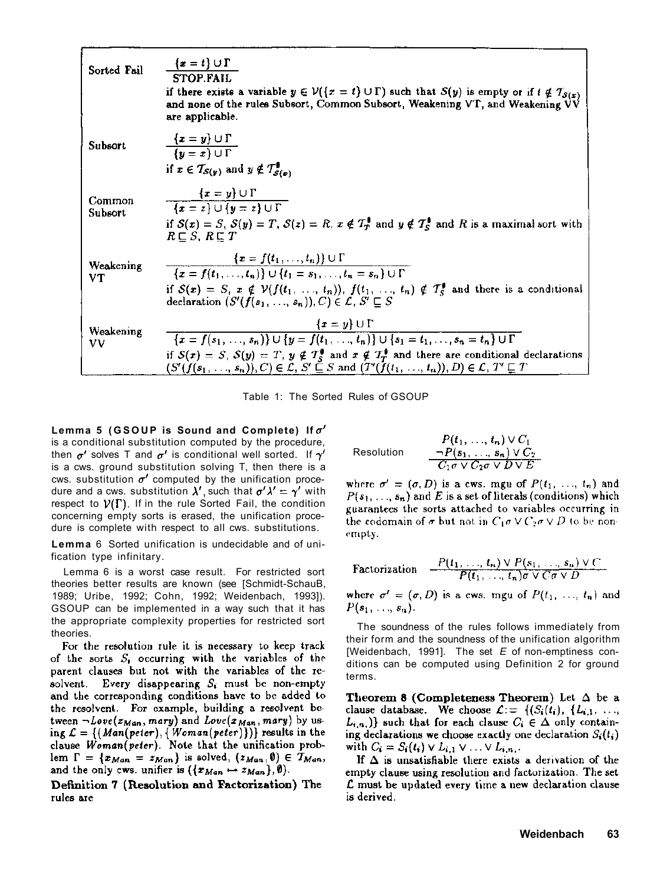| Rule | Inference | Condition |
|---|---|---|
| Sorted Fail | $\dfrac{\{x = t\} \cup \Gamma}{\text{STOP.FAIL}}$ | if there exists a variable $y \in \mathcal{V}(\{x = t\} \cup \Gamma)$ such that $\mathcal{S}(y)$ is empty or if $t \notin \mathcal{T}_{\mathcal{S}(x)}$ and none of the rules Subsort, Common Subsort, Weakening VT, and Weakening VV are applicable. |
| Subsort | $\dfrac{\{x = y\} \cup \Gamma}{\{y = x\} \cup \Gamma}$ | if $x \in \mathcal{T}_{\mathcal{S}(y)}$ and $y \notin \mathcal{T}^{\emptyset}_{\mathcal{S}(x)}$ |
| Common Subsort | $\dfrac{\{x = y\} \cup \Gamma}{\{x = z\} \cup \{y = z\} \cup \Gamma}$ | if $\mathcal{S}(x) = S$, $\mathcal{S}(y) = T$, $\mathcal{S}(z) = R$, $x \notin \mathcal{T}^{\emptyset}_{T}$ and $y \notin \mathcal{T}^{\emptyset}_{S}$ and $R$ is a maximal sort with $R \sqsubseteq S$, $R \sqsubseteq T$ |
| Weakening VT | $\dfrac{\{x = f(t_1, \ldots, t_n)\} \cup \Gamma}{\{x = f(t_1, \ldots, t_n)\} \cup \{t_1 = s_1, \ldots, t_n = s_n\} \cup \Gamma}$ | if $\mathcal{S}(x) = S$, $x \notin \mathcal{V}(f(t_1, \ldots, t_n))$, $f(t_1, \ldots, t_n) \notin \mathcal{T}^{\emptyset}_{S}$ and there is a conditional declaration $(S'(f(s_1, \ldots, s_n)), C) \in \mathcal{L}$, $S' \sqsubseteq S$ |
| Weakening VV | $\dfrac{\{x = y\} \cup \Gamma}{\{x = f(s_1, \ldots, s_n)\} \cup \{y = f(t_1, \ldots, t_n)\} \cup \{s_1 = t_1, \ldots, s_n = t_n\} \cup \Gamma}$ | if $\mathcal{S}(x) = S$, $\mathcal{S}(y) = T$, $y \notin \mathcal{T}^{\emptyset}_{S}$ and $x \notin \mathcal{T}^{\emptyset}_{T}$ and there are conditional declarations $(S'(f(s_1, \ldots, s_n)), C) \in \mathcal{L}$, $S' \sqsubseteq S$ and $(T'(f(t_1, \ldots, t_n)), D) \in \mathcal{L}$, $T' \sqsubseteq T$ |

Table 1: The Sorted Rules of GSOUP

**Lemma 5 (GSOUP is Sound and Complete)** If $\sigma'$ is a conditional substitution computed by the procedure, then $\sigma'$ solves T and $\sigma'$ is conditional well sorted. If $\gamma'$ is a cws. ground substitution solving T, then there is a cws. substitution $\sigma'$ computed by the unification procedure and a cws. substitution $\lambda'$, such that $\sigma'\lambda' = \gamma'$ with respect to $\mathcal{V}(\Gamma)$. If in the rule Sorted Fail, the condition concerning empty sorts is erased, the unification procedure is complete with respect to all cws. substitutions.

**Lemma 6** Sorted unification is undecidable and of unification type infinitary.

Lemma 6 is a worst case result. For restricted sort theories better results are known (see [Schmidt-SchauB, 1989; Uribe, 1992; Cohn, 1992; Weidenbach, 1993]). GSOUP can be implemented in a way such that it has the appropriate complexity properties for restricted sort theories.

For the resolution rule it is necessary to keep track of the sorts $S_i$ occurring with the variables of the parent clauses but not with the variables of the resolvent. Every disappearing $S_i$ must be non-empty and the corresponding conditions have to be added to the resolvent. For example, building a resolvent between $\neg Love(z_{Man}, mary)$ and $Love(x_{Man}, mary)$ by using $\mathcal{L} = \{(Man(peter), \{Woman(peter)\})\}$ results in the clause $Woman(peter)$. Note that the unification problem $\Gamma = \{x_{Man} = z_{Man}\}$ is solved, $(z_{Man}, \emptyset) \in \mathcal{T}_{Man}$, and the only cws. unifier is $(\{x_{Man} \mapsto z_{Man}\}, \emptyset)$.

**Definition 7 (Resolution and Factorization)** The rules are

Resolution
$$\frac{P(t_1, \ldots, t_n) \vee C_1 \qquad \neg P(s_1, \ldots, s_n) \vee C_2}{C_1\sigma \vee C_2\sigma \vee D \vee E}$$

where $\sigma' = (\sigma, D)$ is a cws. mgu of $P(t_1, \ldots, t_n)$ and $P(s_1, \ldots, s_n)$ and $E$ is a set of literals (conditions) which guarantees the sorts attached to variables occurring in the codomain of $\sigma$ but not in $C_1\sigma \vee C_2\sigma \vee D$ to be non-empty.

Factorization
$$\frac{P(t_1, \ldots, t_n) \vee P(s_1, \ldots, s_n) \vee C}{P(t_1, \ldots, t_n)\sigma \vee C\sigma \vee D}$$

where $\sigma' = (\sigma, D)$ is a cws. mgu of $P(t_1, \ldots, t_n)$ and $P(s_1, \ldots, s_n)$.

The soundness of the rules follows immediately from their form and the soundness of the unification algorithm [Weidenbach, 1991]. The set $E$ of non-emptiness conditions can be computed using Definition 2 for ground terms.

**Theorem 8 (Completeness Theorem)** Let $\Delta$ be a clause database. We choose $\mathcal{L} := \{(S_i(t_i), \{L_{i,1}, \ldots, L_{i,n_i}\})\}$ such that for each clause $C_i \in \Delta$ only containing declarations we choose exactly one declaration $S_i(t_i)$ with $C_i = S_i(t_i) \vee L_{i,1} \vee \ldots \vee L_{i,n_i}$.

If $\Delta$ is unsatisfiable there exists a derivation of the empty clause using resolution and factorization. The set $\mathcal{L}$ must be updated every time a new declaration clause is derived.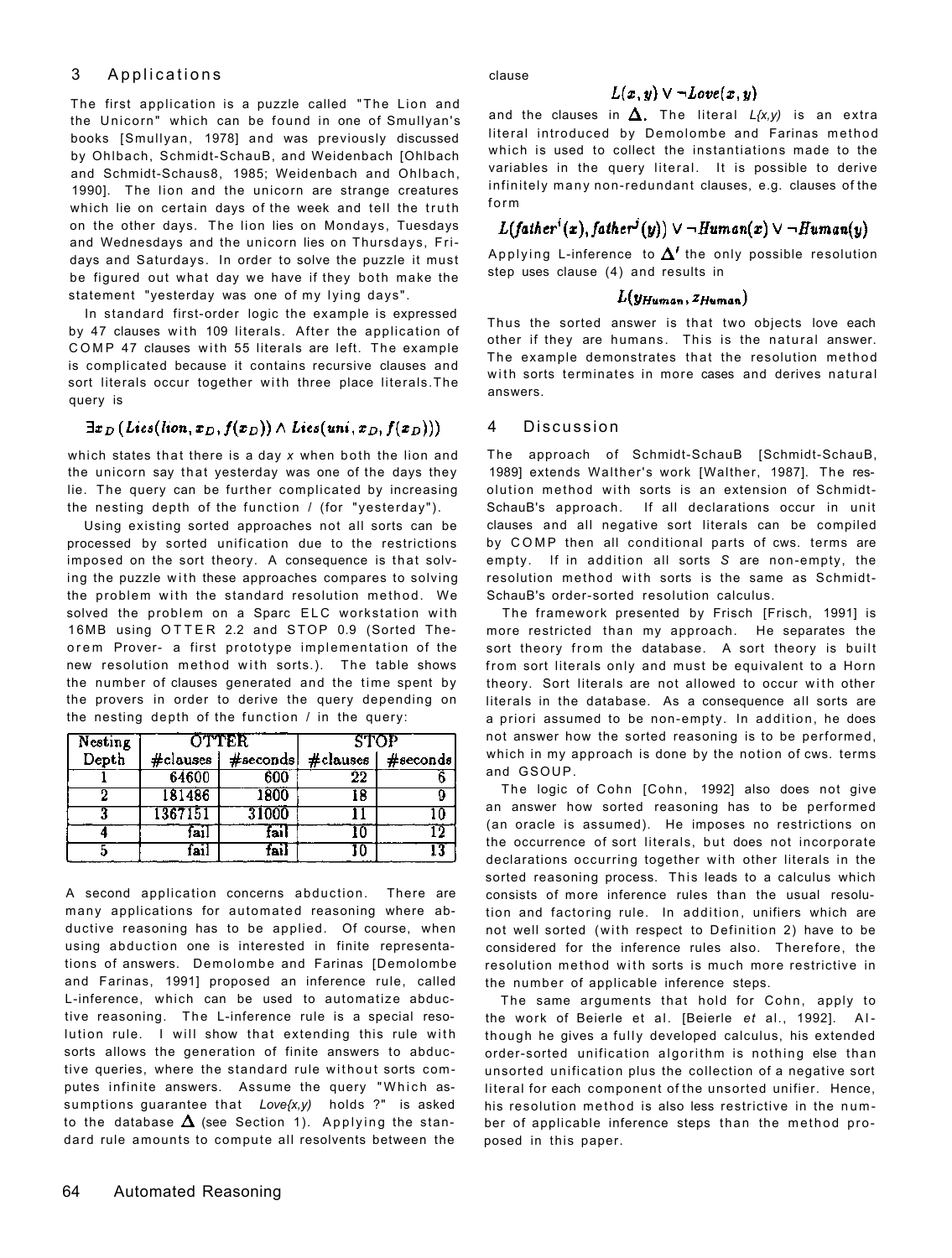## 3 Applications

The first application is a puzzle called "The Lion and the Unicorn" which can be found in one of Smullyan's books [Smullyan, 1978] and was previously discussed by Ohlbach, Schmidt-SchauB, and Weidenbach [Ohlbach and Schmidt-Schaus8, 1985; Weidenbach and Ohlbach, 1990]. The lion and the unicorn are strange creatures which lie on certain days of the week and tell the truth on the other days. The lion lies on Mondays, Tuesdays and Wednesdays and the unicorn lies on Thursdays, Fridays and Saturdays. In order to solve the puzzle it must be figured out what day we have if they both make the statement "yesterday was one of my lying days".

In standard first-order logic the example is expressed by 47 clauses with 109 literals. After the application of COMP 47 clauses with 55 literals are left. The example is complicated because it contains recursive clauses and sort literals occur together with three place literals. The query is

$$\exists x_D\,(Lies(lion, x_D, f(x_D)) \wedge Lies(uni, x_D, f(x_D)))$$

which states that there is a day *x* when both the lion and the unicorn say that yesterday was one of the days they lie. The query can be further complicated by increasing the nesting depth of the function / (for "yesterday").

Using existing sorted approaches not all sorts can be processed by sorted unification due to the restrictions imposed on the sort theory. A consequence is that solving the puzzle with these approaches compares to solving the problem with the standard resolution method. We solved the problem on a Sparc ELC workstation with 16MB using OTTER 2.2 and STOP 0.9 (Sorted Theorem Prover- a first prototype implementation of the new resolution method with sorts.). The table shows the number of clauses generated and the time spent by the provers in order to derive the query depending on the nesting depth of the function / in the query:

| Nesting Depth | OTTER | | STOP | |
|---|---|---|---|---|
| | #clauses | #seconds | #clauses | #seconds |
| 1 | 64600 | 600 | 22 | 6 |
| 2 | 181486 | 1800 | 18 | 9 |
| 3 | 1367151 | 31000 | 11 | 10 |
| 4 | fail | fail | 10 | 12 |
| 5 | fail | fail | 10 | 13 |

A second application concerns abduction. There are many applications for automated reasoning where abductive reasoning has to be applied. Of course, when using abduction one is interested in finite representations of answers. Demolombe and Farinas [Demolombe and Farinas, 1991] proposed an inference rule, called L-inference, which can be used to automatize abductive reasoning. The L-inference rule is a special resolution rule. I will show that extending this rule with sorts allows the generation of finite answers to abductive queries, where the standard rule without sorts computes infinite answers. Assume the query "Which assumptions guarantee that *Love(x,y)* holds ?" is asked to the database $\Delta$ (see Section 1). Applying the standard rule amounts to compute all resolvents between the clause

$$L(x, y) \vee \neg Love(x, y)$$

and the clauses in $\Delta$. The literal *L(x,y)* is an extra literal introduced by Demolombe and Farinas method which is used to collect the instantiations made to the variables in the query literal. It is possible to derive infinitely many non-redundant clauses, e.g. clauses of the form

$$L(father^i(x), father^j(y)) \vee \neg Human(x) \vee \neg Human(y)$$

Applying L-inference to $\Delta'$ the only possible resolution step uses clause (4) and results in

$$L(y_{Human}, z_{Human})$$

Thus the sorted answer is that two objects love each other if they are humans. This is the natural answer. The example demonstrates that the resolution method with sorts terminates in more cases and derives natural answers.

## 4 Discussion

The approach of Schmidt-SchauB [Schmidt-SchauB, 1989] extends Walther's work [Walther, 1987]. The resolution method with sorts is an extension of Schmidt-SchauB's approach. If all declarations occur in unit clauses and all negative sort literals can be compiled by COMP then all conditional parts of cws. terms are empty. If in addition all sorts *S* are non-empty, the resolution method with sorts is the same as Schmidt-SchauB's order-sorted resolution calculus.

The framework presented by Frisch [Frisch, 1991] is more restricted than my approach. He separates the sort theory from the database. A sort theory is built from sort literals only and must be equivalent to a Horn theory. Sort literals are not allowed to occur with other literals in the database. As a consequence all sorts are a priori assumed to be non-empty. In addition, he does not answer how the sorted reasoning is to be performed, which in my approach is done by the notion of cws. terms and GSOUP.

The logic of Cohn [Cohn, 1992] also does not give an answer how sorted reasoning has to be performed (an oracle is assumed). He imposes no restrictions on the occurrence of sort literals, but does not incorporate declarations occurring together with other literals in the sorted reasoning process. This leads to a calculus which consists of more inference rules than the usual resolution and factoring rule. In addition, unifiers which are not well sorted (with respect to Definition 2) have to be considered for the inference rules also. Therefore, the resolution method with sorts is much more restrictive in the number of applicable inference steps.

The same arguments that hold for Cohn, apply to the work of Beierle et al. [Beierle *et* al., 1992]. Although he gives a fully developed calculus, his extended order-sorted unification algorithm is nothing else than unsorted unification plus the collection of a negative sort literal for each component of the unsorted unifier. Hence, his resolution method is also less restrictive in the number of applicable inference steps than the method proposed in this paper.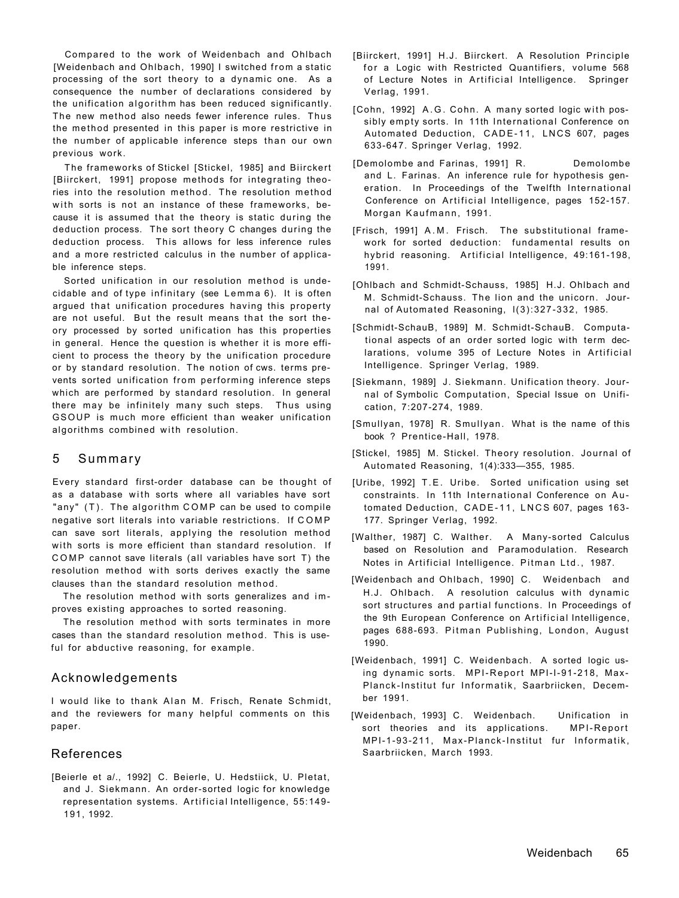Compared to the work of Weidenbach and Ohlbach [Weidenbach and Ohlbach, 1990] I switched from a static processing of the sort theory to a dynamic one. As a consequence the number of declarations considered by the unification algorithm has been reduced significantly. The new method also needs fewer inference rules. Thus the method presented in this paper is more restrictive in the number of applicable inference steps than our own previous work.

The frameworks of Stickel [Stickel, 1985] and Biirckert [Biirckert, 1991] propose methods for integrating theories into the resolution method. The resolution method with sorts is not an instance of these frameworks, because it is assumed that the theory is static during the deduction process. The sort theory C changes during the deduction process. This allows for less inference rules and a more restricted calculus in the number of applicable inference steps.

Sorted unification in our resolution method is undecidable and of type infinitary (see Lemma 6). It is often argued that unification procedures having this property are not useful. But the result means that the sort theory processed by sorted unification has this properties in general. Hence the question is whether it is more efficient to process the theory by the unification procedure or by standard resolution. The notion of cws. terms prevents sorted unification from performing inference steps which are performed by standard resolution. In general there may be infinitely many such steps. Thus using GSOUP is much more efficient than weaker unification algorithms combined with resolution.

## 5 Summary

Every standard first-order database can be thought of as a database with sorts where all variables have sort "any" (T). The algorithm COMP can be used to compile negative sort literals into variable restrictions. If COMP can save sort literals, applying the resolution method with sorts is more efficient than standard resolution. If COMP cannot save literals (all variables have sort T) the resolution method with sorts derives exactly the same clauses than the standard resolution method.

The resolution method with sorts generalizes and improves existing approaches to sorted reasoning.

The resolution method with sorts terminates in more cases than the standard resolution method. This is useful for abductive reasoning, for example.

## Acknowledgements

I would like to thank Alan M. Frisch, Renate Schmidt, and the reviewers for many helpful comments on this paper.

## References

[Beierle et a/., 1992] C. Beierle, U. Hedstiick, U. Pletat, and J. Siekmann. An order-sorted logic for knowledge representation systems. Artificial Intelligence, 55:149-191, 1992.

[Biirckert, 1991] H.J. Biirckert. A Resolution Principle for a Logic with Restricted Quantifiers, volume 568 of Lecture Notes in Artificial Intelligence. Springer Verlag, 1991.

[Cohn, 1992] A.G. Cohn. A many sorted logic with possibly empty sorts. In 11th International Conference on Automated Deduction, CADE-11, LNCS 607, pages 633-647. Springer Verlag, 1992.

[Demolombe and Farinas, 1991] R. Demolombe and L. Farinas. An inference rule for hypothesis generation. In Proceedings of the Twelfth International Conference on Artificial Intelligence, pages 152-157. Morgan Kaufmann, 1991.

[Frisch, 1991] A.M. Frisch. The substitutional framework for sorted deduction: fundamental results on hybrid reasoning. Artificial Intelligence, 49:161-198, 1991.

[Ohlbach and Schmidt-Schauss, 1985] H.J. Ohlbach and M. Schmidt-Schauss. The lion and the unicorn. Journal of Automated Reasoning, l(3):327-332, 1985.

[Schmidt-SchauB, 1989] M. Schmidt-SchauB. Computational aspects of an order sorted logic with term declarations, volume 395 of Lecture Notes in Artificial Intelligence. Springer Verlag, 1989.

[Siekmann, 1989] J. Siekmann. Unification theory. Journal of Symbolic Computation, Special Issue on Unification, 7:207-274, 1989.

[Smullyan, 1978] R. Smullyan. What is the name of this book ? Prentice-Hall, 1978.

[Stickel, 1985] M. Stickel. Theory resolution. Journal of Automated Reasoning, 1(4):333—355, 1985.

[Uribe, 1992] T.E. Uribe. Sorted unification using set constraints. In 11th International Conference on Automated Deduction, CADE-11, LNCS 607, pages 163-177. Springer Verlag, 1992.

[Walther, 1987] C. Walther. A Many-sorted Calculus based on Resolution and Paramodulation. Research Notes in Artificial Intelligence. Pitman Ltd., 1987.

[Weidenbach and Ohlbach, 1990] C. Weidenbach and H.J. Ohlbach. A resolution calculus with dynamic sort structures and partial functions. In Proceedings of the 9th European Conference on Artificial Intelligence, pages 688-693. Pitman Publishing, London, August 1990.

[Weidenbach, 1991] C. Weidenbach. A sorted logic using dynamic sorts. MPI-Report MPI-I-91-218, Max-Planck-Institut fur Informatik, Saarbriicken, December 1991.

[Weidenbach, 1993] C. Weidenbach. Unification in sort theories and its applications. MPI-Report MPI-1-93-211, Max-Planck-Institut fur Informatik, Saarbriicken, March 1993.